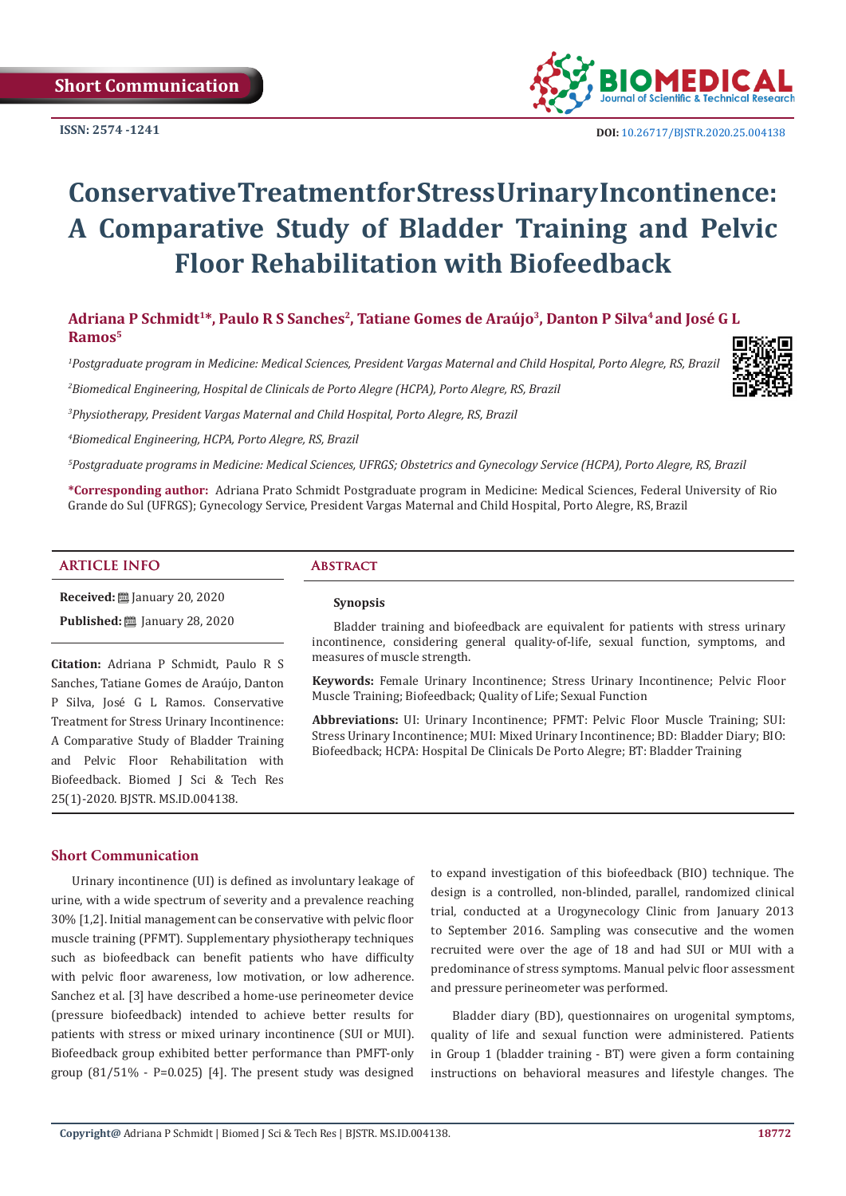Short Communication

ISSN: 2574 -1241

DOI: 10.26717/BJSTR.2020.25.004138

# Conservative Treatment for Stress Urinary Incontinence: A Comparative Study of Bladder Training and Pelvic Floor Rehabilitation with Biofeedback

**Adriana P Schmidt[1]*, Paulo R S Sanches[2], Tatiane Gomes de Araújo[3], Danton P Silva[4] and José G L Ramos[5]**

*[1]Postgraduate program in Medicine: Medical Sciences, President Vargas Maternal and Child Hospital, Porto Alegre, RS, Brazil*

*[2]Biomedical Engineering, Hospital de Clinicals de Porto Alegre (HCPA), Porto Alegre, RS, Brazil*

*[3]Physiotherapy, President Vargas Maternal and Child Hospital, Porto Alegre, RS, Brazil*

*[4]Biomedical Engineering, HCPA, Porto Alegre, RS, Brazil*

*[5]Postgraduate programs in Medicine: Medical Sciences, UFRGS; Obstetrics and Gynecology Service (HCPA), Porto Alegre, RS, Brazil*

**\*Corresponding author:** Adriana Prato Schmidt Postgraduate program in Medicine: Medical Sciences, Federal University of Rio Grande do Sul (UFRGS); Gynecology Service, President Vargas Maternal and Child Hospital, Porto Alegre, RS, Brazil

## ARTICLE INFO

**Received:** January 20, 2020

**Published:** January 28, 2020

**Citation:** Adriana P Schmidt, Paulo R S Sanches, Tatiane Gomes de Araújo, Danton P Silva, José G L Ramos. Conservative Treatment for Stress Urinary Incontinence: A Comparative Study of Bladder Training and Pelvic Floor Rehabilitation with Biofeedback. Biomed J Sci & Tech Res 25(1)-2020. BJSTR. MS.ID.004138.

## Abstract

**Synopsis**

Bladder training and biofeedback are equivalent for patients with stress urinary incontinence, considering general quality-of-life, sexual function, symptoms, and measures of muscle strength.

**Keywords:** Female Urinary Incontinence; Stress Urinary Incontinence; Pelvic Floor Muscle Training; Biofeedback; Quality of Life; Sexual Function

**Abbreviations:** UI: Urinary Incontinence; PFMT: Pelvic Floor Muscle Training; SUI: Stress Urinary Incontinence; MUI: Mixed Urinary Incontinence; BD: Bladder Diary; BIO: Biofeedback; HCPA: Hospital De Clinicals De Porto Alegre; BT: Bladder Training

## Short Communication

Urinary incontinence (UI) is defined as involuntary leakage of urine, with a wide spectrum of severity and a prevalence reaching 30% [1,2]. Initial management can be conservative with pelvic floor muscle training (PFMT). Supplementary physiotherapy techniques such as biofeedback can benefit patients who have difficulty with pelvic floor awareness, low motivation, or low adherence. Sanchez et al. [3] have described a home-use perineometer device (pressure biofeedback) intended to achieve better results for patients with stress or mixed urinary incontinence (SUI or MUI). Biofeedback group exhibited better performance than PMFT-only group (81/51% - P=0.025) [4]. The present study was designed to expand investigation of this biofeedback (BIO) technique. The design is a controlled, non-blinded, parallel, randomized clinical trial, conducted at a Urogynecology Clinic from January 2013 to September 2016. Sampling was consecutive and the women recruited were over the age of 18 and had SUI or MUI with a predominance of stress symptoms. Manual pelvic floor assessment and pressure perineometer was performed.

Bladder diary (BD), questionnaires on urogenital symptoms, quality of life and sexual function were administered. Patients in Group 1 (bladder training - BT) were given a form containing instructions on behavioral measures and lifestyle changes. The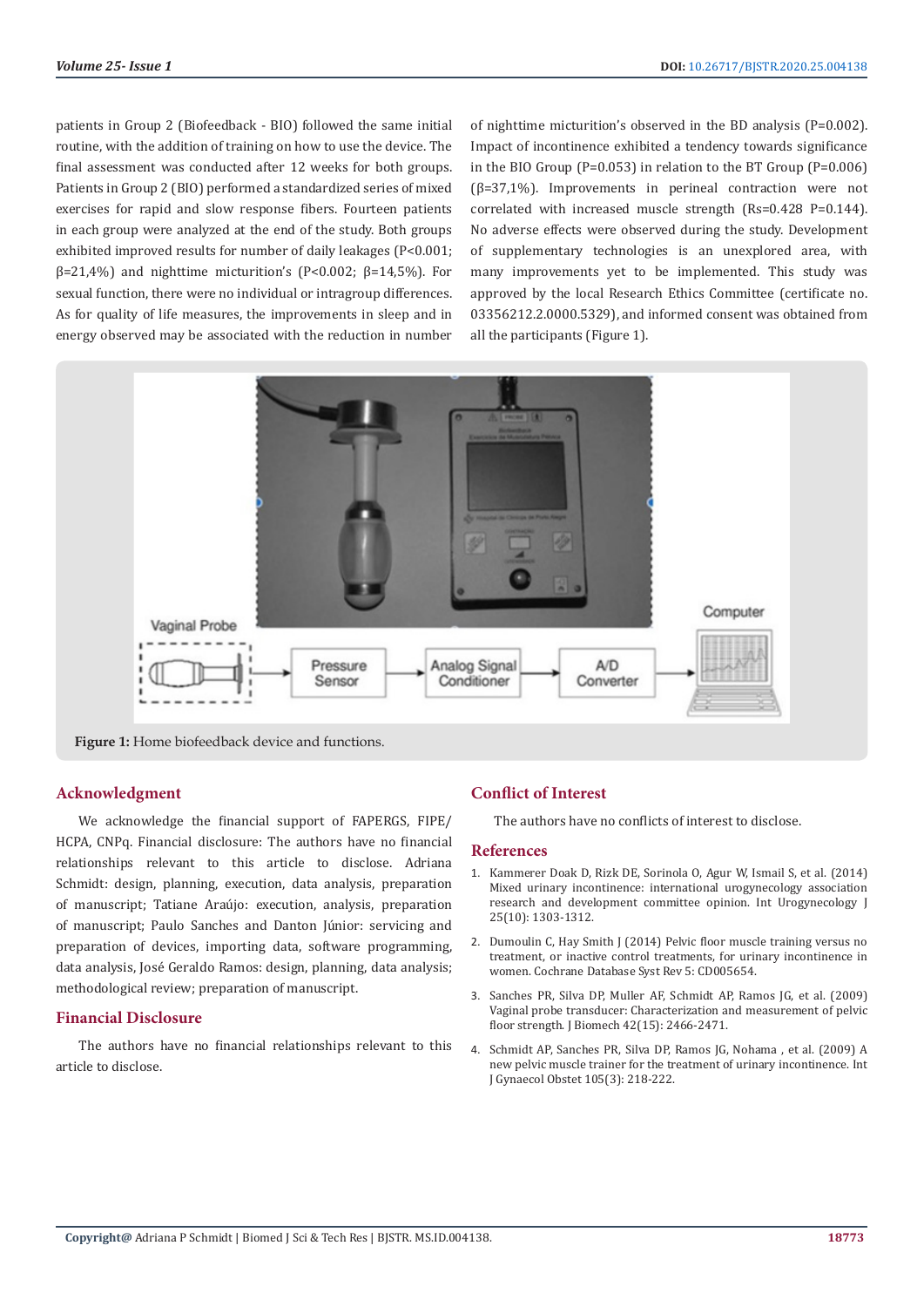patients in Group 2 (Biofeedback - BIO) followed the same initial routine, with the addition of training on how to use the device. The final assessment was conducted after 12 weeks for both groups. Patients in Group 2 (BIO) performed a standardized series of mixed exercises for rapid and slow response fibers. Fourteen patients in each group were analyzed at the end of the study. Both groups exhibited improved results for number of daily leakages ($P<0.001$; β=21,4%) and nighttime micturition's ($P<0.002$; β=14,5%). For sexual function, there were no individual or intragroup differences. As for quality of life measures, the improvements in sleep and in energy observed may be associated with the reduction in number of nighttime micturition's observed in the BD analysis ($P=0.002$). Impact of incontinence exhibited a tendency towards significance in the BIO Group ($P=0.053$) in relation to the BT Group ($P=0.006$) (β=37,1%). Improvements in perineal contraction were not correlated with increased muscle strength (Rs=0.428 $P=0.144$). No adverse effects were observed during the study. Development of supplementary technologies is an unexplored area, with many improvements yet to be implemented. This study was approved by the local Research Ethics Committee (certificate no. 03356212.2.0000.5329), and informed consent was obtained from all the participants (Figure 1).

**Figure 1:** Home biofeedback device and functions.

## Acknowledgment

We acknowledge the financial support of FAPERGS, FIPE/HCPA, CNPq. Financial disclosure: The authors have no financial relationships relevant to this article to disclose. Adriana Schmidt: design, planning, execution, data analysis, preparation of manuscript; Tatiane Araújo: execution, analysis, preparation of manuscript; Paulo Sanches and Danton Júnior: servicing and preparation of devices, importing data, software programming, data analysis, José Geraldo Ramos: design, planning, data analysis; methodological review; preparation of manuscript.

## Financial Disclosure

The authors have no financial relationships relevant to this article to disclose.

## Conflict of Interest

The authors have no conflicts of interest to disclose.

## References

1. Kammerer Doak D, Rizk DE, Sorinola O, Agur W, Ismail S, et al. (2014) Mixed urinary incontinence: international urogynecology association research and development committee opinion. Int Urogynecology J 25(10): 1303-1312.
2. Dumoulin C, Hay Smith J (2014) Pelvic floor muscle training versus no treatment, or inactive control treatments, for urinary incontinence in women. Cochrane Database Syst Rev 5: CD005654.
3. Sanches PR, Silva DP, Muller AF, Schmidt AP, Ramos JG, et al. (2009) Vaginal probe transducer: Characterization and measurement of pelvic floor strength. J Biomech 42(15): 2466-2471.
4. Schmidt AP, Sanches PR, Silva DP, Ramos JG, Nohama , et al. (2009) A new pelvic muscle trainer for the treatment of urinary incontinence. Int J Gynaecol Obstet 105(3): 218-222.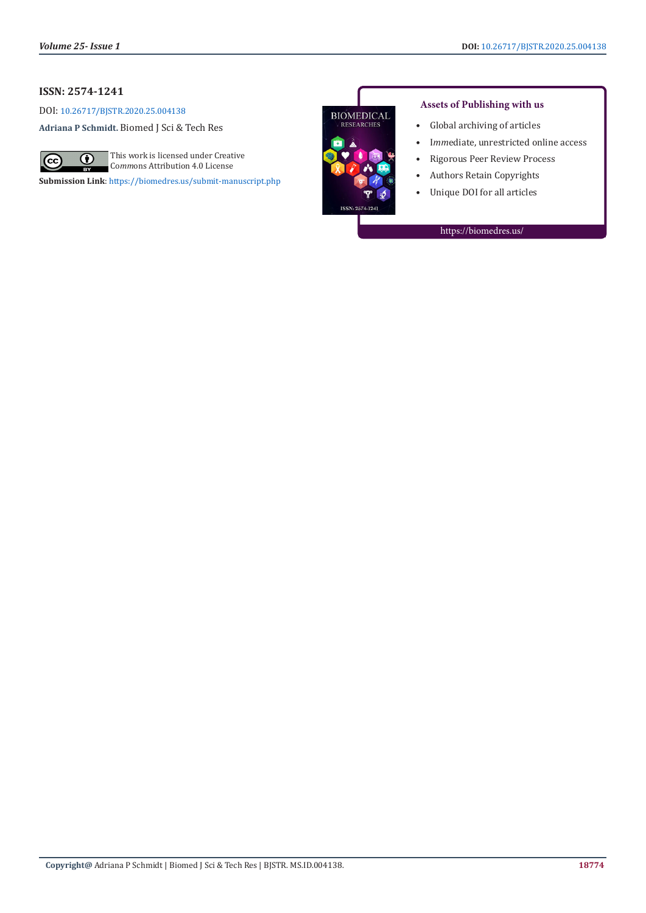**ISSN: 2574-1241**

DOI: 10.26717/BJSTR.2020.25.004138

**Adriana P Schmidt.** Biomed J Sci & Tech Res

This work is licensed under Creative Commons Attribution 4.0 License

**Submission Link**: https://biomedres.us/submit-manuscript.php

### Assets of Publishing with us

- Global archiving of articles
- Immediate, unrestricted online access
- Rigorous Peer Review Process
- Authors Retain Copyrights
- Unique DOI for all articles

https://biomedres.us/